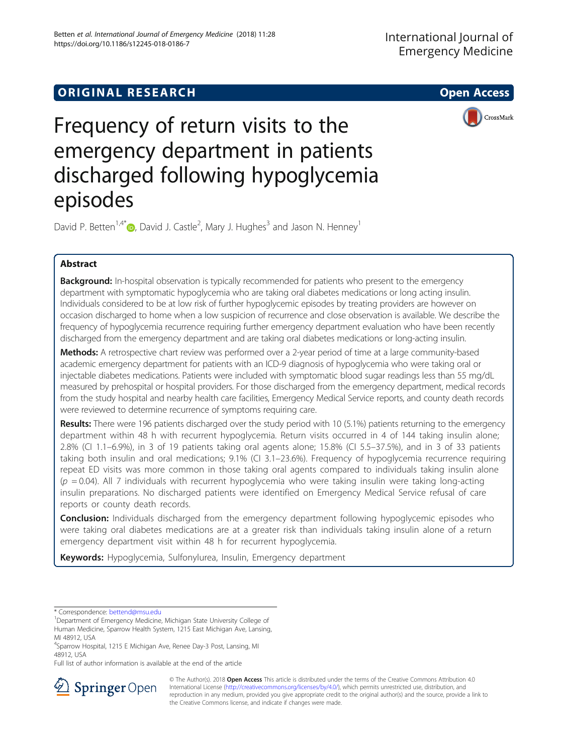ORIGINAL RESEARCH

Open Access

# Frequency of return visits to the emergency department in patients discharged following hypoglycemia episodes

David P. Betten[1,4*], David J. Castle[2], Mary J. Hughes[3] and Jason N. Henney[1]

## Abstract

**Background:** In-hospital observation is typically recommended for patients who present to the emergency department with symptomatic hypoglycemia who are taking oral diabetes medications or long acting insulin. Individuals considered to be at low risk of further hypoglycemic episodes by treating providers are however on occasion discharged to home when a low suspicion of recurrence and close observation is available. We describe the frequency of hypoglycemia recurrence requiring further emergency department evaluation who have been recently discharged from the emergency department and are taking oral diabetes medications or long-acting insulin.

**Methods:** A retrospective chart review was performed over a 2-year period of time at a large community-based academic emergency department for patients with an ICD-9 diagnosis of hypoglycemia who were taking oral or injectable diabetes medications. Patients were included with symptomatic blood sugar readings less than 55 mg/dL measured by prehospital or hospital providers. For those discharged from the emergency department, medical records from the study hospital and nearby health care facilities, Emergency Medical Service reports, and county death records were reviewed to determine recurrence of symptoms requiring care.

**Results:** There were 196 patients discharged over the study period with 10 (5.1%) patients returning to the emergency department within 48 h with recurrent hypoglycemia. Return visits occurred in 4 of 144 taking insulin alone; 2.8% (CI 1.1–6.9%), in 3 of 19 patients taking oral agents alone; 15.8% (CI 5.5–37.5%), and in 3 of 33 patients taking both insulin and oral medications; 9.1% (CI 3.1–23.6%). Frequency of hypoglycemia recurrence requiring repeat ED visits was more common in those taking oral agents compared to individuals taking insulin alone ($p = 0.04$). All 7 individuals with recurrent hypoglycemia who were taking insulin were taking long-acting insulin preparations. No discharged patients were identified on Emergency Medical Service refusal of care reports or county death records.

**Conclusion:** Individuals discharged from the emergency department following hypoglycemic episodes who were taking oral diabetes medications are at a greater risk than individuals taking insulin alone of a return emergency department visit within 48 h for recurrent hypoglycemia.

**Keywords:** Hypoglycemia, Sulfonylurea, Insulin, Emergency department

\* Correspondence: bettend@msu.edu

[1]Department of Emergency Medicine, Michigan State University College of Human Medicine, Sparrow Health System, 1215 East Michigan Ave, Lansing, MI 48912, USA

[4]Sparrow Hospital, 1215 E Michigan Ave, Renee Day-3 Post, Lansing, MI 48912, USA

Full list of author information is available at the end of the article

© The Author(s). 2018 **Open Access** This article is distributed under the terms of the Creative Commons Attribution 4.0 International License (http://creativecommons.org/licenses/by/4.0/), which permits unrestricted use, distribution, and reproduction in any medium, provided you give appropriate credit to the original author(s) and the source, provide a link to the Creative Commons license, and indicate if changes were made.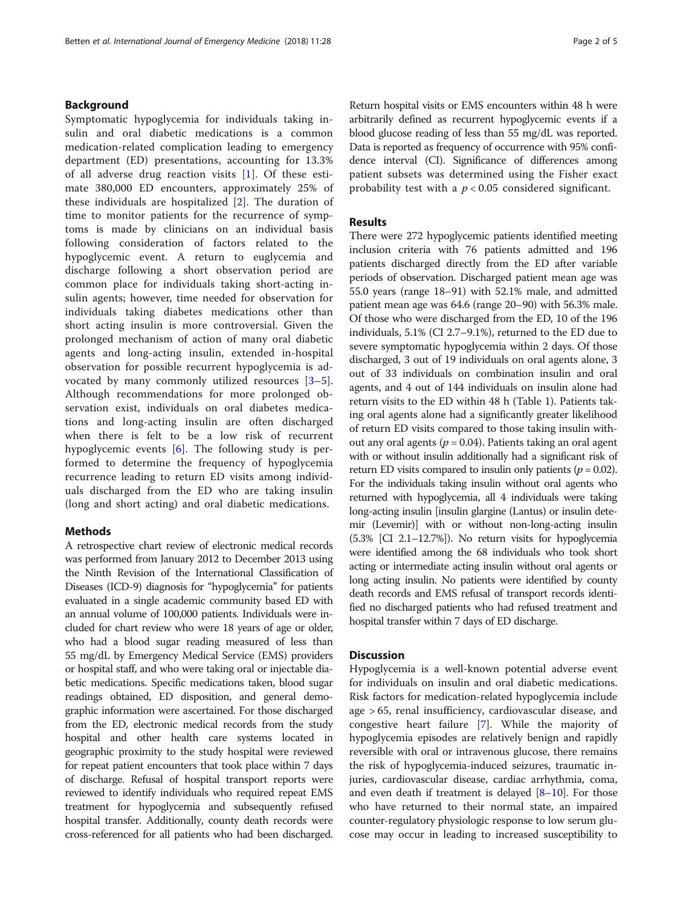## Background

Symptomatic hypoglycemia for individuals taking insulin and oral diabetic medications is a common medication-related complication leading to emergency department (ED) presentations, accounting for 13.3% of all adverse drug reaction visits [1]. Of these estimate 380,000 ED encounters, approximately 25% of these individuals are hospitalized [2]. The duration of time to monitor patients for the recurrence of symptoms is made by clinicians on an individual basis following consideration of factors related to the hypoglycemic event. A return to euglycemia and discharge following a short observation period are common place for individuals taking short-acting insulin agents; however, time needed for observation for individuals taking diabetes medications other than short acting insulin is more controversial. Given the prolonged mechanism of action of many oral diabetic agents and long-acting insulin, extended in-hospital observation for possible recurrent hypoglycemia is advocated by many commonly utilized resources [3–5]. Although recommendations for more prolonged observation exist, individuals on oral diabetes medications and long-acting insulin are often discharged when there is felt to be a low risk of recurrent hypoglycemic events [6]. The following study is performed to determine the frequency of hypoglycemia recurrence leading to return ED visits among individuals discharged from the ED who are taking insulin (long and short acting) and oral diabetic medications.

## Methods

A retrospective chart review of electronic medical records was performed from January 2012 to December 2013 using the Ninth Revision of the International Classification of Diseases (ICD-9) diagnosis for "hypoglycemia" for patients evaluated in a single academic community based ED with an annual volume of 100,000 patients. Individuals were included for chart review who were 18 years of age or older, who had a blood sugar reading measured of less than 55 mg/dL by Emergency Medical Service (EMS) providers or hospital staff, and who were taking oral or injectable diabetic medications. Specific medications taken, blood sugar readings obtained, ED disposition, and general demographic information were ascertained. For those discharged from the ED, electronic medical records from the study hospital and other health care systems located in geographic proximity to the study hospital were reviewed for repeat patient encounters that took place within 7 days of discharge. Refusal of hospital transport reports were reviewed to identify individuals who required repeat EMS treatment for hypoglycemia and subsequently refused hospital transfer. Additionally, county death records were cross-referenced for all patients who had been discharged. Return hospital visits or EMS encounters within 48 h were arbitrarily defined as recurrent hypoglycemic events if a blood glucose reading of less than 55 mg/dL was reported. Data is reported as frequency of occurrence with 95% confidence interval (CI). Significance of differences among patient subsets was determined using the Fisher exact probability test with a $p < 0.05$ considered significant.

## Results

There were 272 hypoglycemic patients identified meeting inclusion criteria with 76 patients admitted and 196 patients discharged directly from the ED after variable periods of observation. Discharged patient mean age was 55.0 years (range 18–91) with 52.1% male, and admitted patient mean age was 64.6 (range 20–90) with 56.3% male. Of those who were discharged from the ED, 10 of the 196 individuals, 5.1% (CI 2.7–9.1%), returned to the ED due to severe symptomatic hypoglycemia within 2 days. Of those discharged, 3 out of 19 individuals on oral agents alone, 3 out of 33 individuals on combination insulin and oral agents, and 4 out of 144 individuals on insulin alone had return visits to the ED within 48 h (Table 1). Patients taking oral agents alone had a significantly greater likelihood of return ED visits compared to those taking insulin without any oral agents ($p = 0.04$). Patients taking an oral agent with or without insulin additionally had a significant risk of return ED visits compared to insulin only patients ($p = 0.02$). For the individuals taking insulin without oral agents who returned with hypoglycemia, all 4 individuals were taking long-acting insulin [insulin glargine (Lantus) or insulin detemir (Levemir)] with or without non-long-acting insulin (5.3% [CI 2.1–12.7%]). No return visits for hypoglycemia were identified among the 68 individuals who took short acting or intermediate acting insulin without oral agents or long acting insulin. No patients were identified by county death records and EMS refusal of transport records identified no discharged patients who had refused treatment and hospital transfer within 7 days of ED discharge.

## Discussion

Hypoglycemia is a well-known potential adverse event for individuals on insulin and oral diabetic medications. Risk factors for medication-related hypoglycemia include age > 65, renal insufficiency, cardiovascular disease, and congestive heart failure [7]. While the majority of hypoglycemia episodes are relatively benign and rapidly reversible with oral or intravenous glucose, there remains the risk of hypoglycemia-induced seizures, traumatic injuries, cardiovascular disease, cardiac arrhythmia, coma, and even death if treatment is delayed [8–10]. For those who have returned to their normal state, an impaired counter-regulatory physiologic response to low serum glucose may occur in leading to increased susceptibility to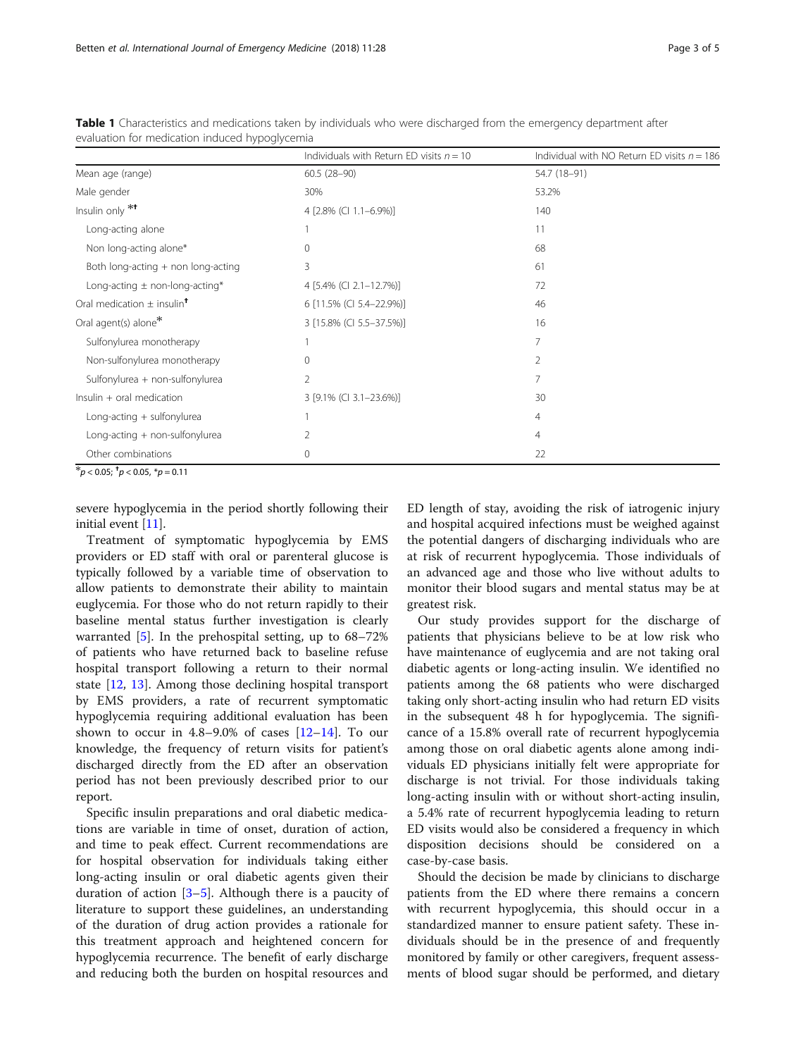**Table 1** Characteristics and medications taken by individuals who were discharged from the emergency department after evaluation for medication induced hypoglycemia

| | Individuals with Return ED visits $n = 10$ | Individual with NO Return ED visits $n = 186$ |
|---|---|---|
| Mean age (range) | 60.5 (28–90) | 54.7 (18–91) |
| Male gender | 30% | 53.2% |
| Insulin only *† | 4 [2.8% (CI 1.1–6.9%)] | 140 |
| Long-acting alone | 1 | 11 |
| Non long-acting alone* | 0 | 68 |
| Both long-acting + non long-acting | 3 | 61 |
| Long-acting ± non-long-acting* | 4 [5.4% (CI 2.1–12.7%)] | 72 |
| Oral medication ± insulin† | 6 [11.5% (CI 5.4–22.9%)] | 46 |
| Oral agent(s) alone* | 3 [15.8% (CI 5.5–37.5%)] | 16 |
| Sulfonylurea monotherapy | 1 | 7 |
| Non-sulfonylurea monotherapy | 0 | 2 |
| Sulfonylurea + non-sulfonylurea | 2 | 7 |
| Insulin + oral medication | 3 [9.1% (CI 3.1–23.6%)] | 30 |
| Long-acting + sulfonylurea | 1 | 4 |
| Long-acting + non-sulfonylurea | 2 | 4 |
| Other combinations | 0 | 22 |

*$p < 0.05$; †$p < 0.05$, *$p = 0.11$

severe hypoglycemia in the period shortly following their initial event [11].

Treatment of symptomatic hypoglycemia by EMS providers or ED staff with oral or parenteral glucose is typically followed by a variable time of observation to allow patients to demonstrate their ability to maintain euglycemia. For those who do not return rapidly to their baseline mental status further investigation is clearly warranted [5]. In the prehospital setting, up to 68–72% of patients who have returned back to baseline refuse hospital transport following a return to their normal state [12, 13]. Among those declining hospital transport by EMS providers, a rate of recurrent symptomatic hypoglycemia requiring additional evaluation has been shown to occur in 4.8–9.0% of cases [12–14]. To our knowledge, the frequency of return visits for patient's discharged directly from the ED after an observation period has not been previously described prior to our report.

Specific insulin preparations and oral diabetic medications are variable in time of onset, duration of action, and time to peak effect. Current recommendations are for hospital observation for individuals taking either long-acting insulin or oral diabetic agents given their duration of action [3–5]. Although there is a paucity of literature to support these guidelines, an understanding of the duration of drug action provides a rationale for this treatment approach and heightened concern for hypoglycemia recurrence. The benefit of early discharge and reducing both the burden on hospital resources and ED length of stay, avoiding the risk of iatrogenic injury and hospital acquired infections must be weighed against the potential dangers of discharging individuals who are at risk of recurrent hypoglycemia. Those individuals of an advanced age and those who live without adults to monitor their blood sugars and mental status may be at greatest risk.

Our study provides support for the discharge of patients that physicians believe to be at low risk who have maintenance of euglycemia and are not taking oral diabetic agents or long-acting insulin. We identified no patients among the 68 patients who were discharged taking only short-acting insulin who had return ED visits in the subsequent 48 h for hypoglycemia. The significance of a 15.8% overall rate of recurrent hypoglycemia among those on oral diabetic agents alone among individuals ED physicians initially felt were appropriate for discharge is not trivial. For those individuals taking long-acting insulin with or without short-acting insulin, a 5.4% rate of recurrent hypoglycemia leading to return ED visits would also be considered a frequency in which disposition decisions should be considered on a case-by-case basis.

Should the decision be made by clinicians to discharge patients from the ED where there remains a concern with recurrent hypoglycemia, this should occur in a standardized manner to ensure patient safety. These individuals should be in the presence of and frequently monitored by family or other caregivers, frequent assessments of blood sugar should be performed, and dietary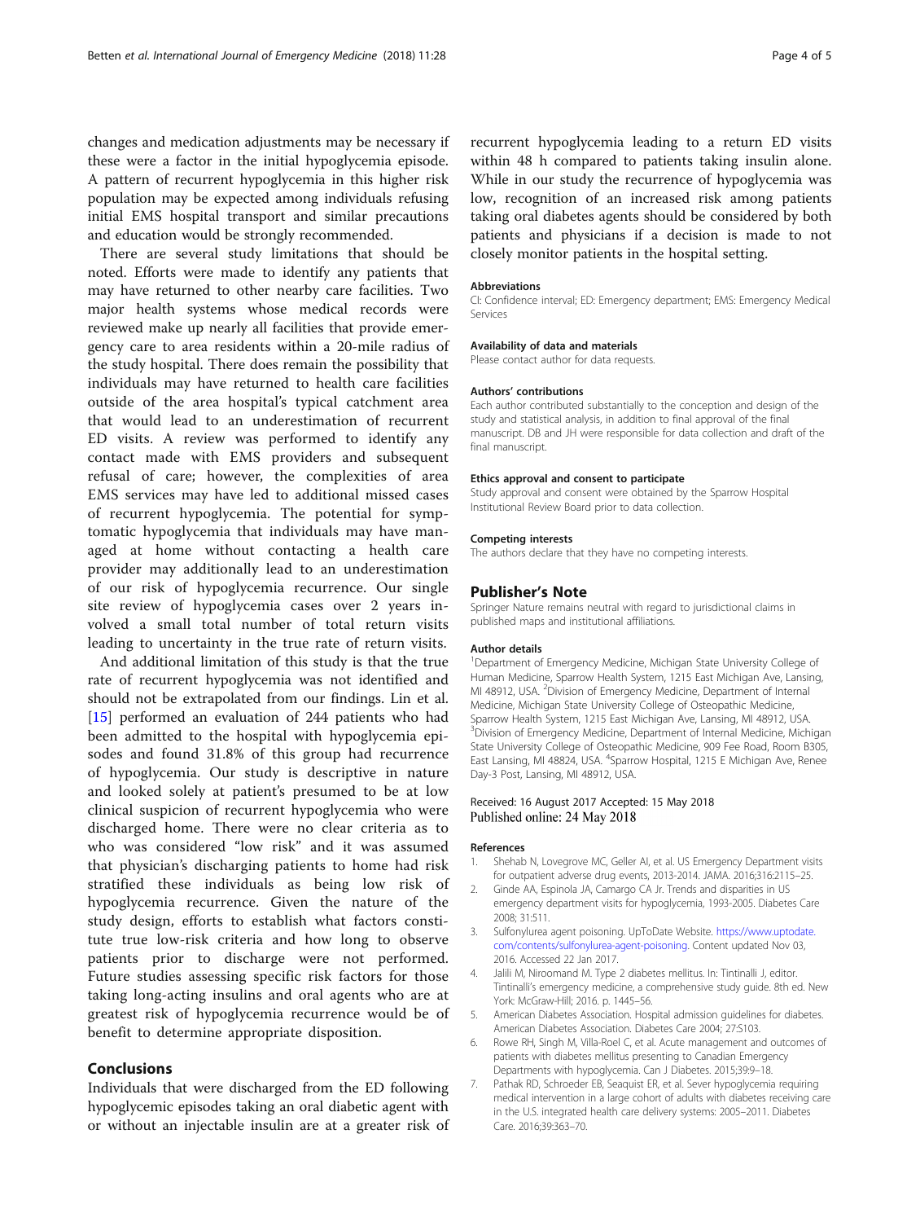changes and medication adjustments may be necessary if these were a factor in the initial hypoglycemia episode. A pattern of recurrent hypoglycemia in this higher risk population may be expected among individuals refusing initial EMS hospital transport and similar precautions and education would be strongly recommended.

There are several study limitations that should be noted. Efforts were made to identify any patients that may have returned to other nearby care facilities. Two major health systems whose medical records were reviewed make up nearly all facilities that provide emergency care to area residents within a 20-mile radius of the study hospital. There does remain the possibility that individuals may have returned to health care facilities outside of the area hospital's typical catchment area that would lead to an underestimation of recurrent ED visits. A review was performed to identify any contact made with EMS providers and subsequent refusal of care; however, the complexities of area EMS services may have led to additional missed cases of recurrent hypoglycemia. The potential for symptomatic hypoglycemia that individuals may have managed at home without contacting a health care provider may additionally lead to an underestimation of our risk of hypoglycemia recurrence. Our single site review of hypoglycemia cases over 2 years involved a small total number of total return visits leading to uncertainty in the true rate of return visits.

And additional limitation of this study is that the true rate of recurrent hypoglycemia was not identified and should not be extrapolated from our findings. Lin et al. [15] performed an evaluation of 244 patients who had been admitted to the hospital with hypoglycemia episodes and found 31.8% of this group had recurrence of hypoglycemia. Our study is descriptive in nature and looked solely at patient's presumed to be at low clinical suspicion of recurrent hypoglycemia who were discharged home. There were no clear criteria as to who was considered "low risk" and it was assumed that physician's discharging patients to home had risk stratified these individuals as being low risk of hypoglycemia recurrence. Given the nature of the study design, efforts to establish what factors constitute true low-risk criteria and how long to observe patients prior to discharge were not performed. Future studies assessing specific risk factors for those taking long-acting insulins and oral agents who are at greatest risk of hypoglycemia recurrence would be of benefit to determine appropriate disposition.

## Conclusions

Individuals that were discharged from the ED following hypoglycemic episodes taking an oral diabetic agent with or without an injectable insulin are at a greater risk of recurrent hypoglycemia leading to a return ED visits within 48 h compared to patients taking insulin alone. While in our study the recurrence of hypoglycemia was low, recognition of an increased risk among patients taking oral diabetes agents should be considered by both patients and physicians if a decision is made to not closely monitor patients in the hospital setting.

#### Abbreviations

CI: Confidence interval; ED: Emergency department; EMS: Emergency Medical Services

#### Availability of data and materials

Please contact author for data requests.

#### Authors' contributions

Each author contributed substantially to the conception and design of the study and statistical analysis, in addition to final approval of the final manuscript. DB and JH were responsible for data collection and draft of the final manuscript.

#### Ethics approval and consent to participate

Study approval and consent were obtained by the Sparrow Hospital Institutional Review Board prior to data collection.

#### Competing interests

The authors declare that they have no competing interests.

### Publisher's Note

Springer Nature remains neutral with regard to jurisdictional claims in published maps and institutional affiliations.

#### Author details

[1]Department of Emergency Medicine, Michigan State University College of Human Medicine, Sparrow Health System, 1215 East Michigan Ave, Lansing, MI 48912, USA. [2]Division of Emergency Medicine, Department of Internal Medicine, Michigan State University College of Osteopathic Medicine, Sparrow Health System, 1215 East Michigan Ave, Lansing, MI 48912, USA. [3]Division of Emergency Medicine, Department of Internal Medicine, Michigan State University College of Osteopathic Medicine, 909 Fee Road, Room B305, East Lansing, MI 48824, USA. [4]Sparrow Hospital, 1215 E Michigan Ave, Renee Day-3 Post, Lansing, MI 48912, USA.

Received: 16 August 2017 Accepted: 15 May 2018
Published online: 24 May 2018

#### References

1. Shehab N, Lovegrove MC, Geller AI, et al. US Emergency Department visits for outpatient adverse drug events, 2013-2014. JAMA. 2016;316:2115–25.
2. Ginde AA, Espinola JA, Camargo CA Jr. Trends and disparities in US emergency department visits for hypoglycemia, 1993-2005. Diabetes Care 2008; 31:511.
3. Sulfonylurea agent poisoning. UpToDate Website. https://www.uptodate.com/contents/sulfonylurea-agent-poisoning. Content updated Nov 03, 2016. Accessed 22 Jan 2017.
4. Jalili M, Niroomand M. Type 2 diabetes mellitus. In: Tintinalli J, editor. Tintinalli's emergency medicine, a comprehensive study guide. 8th ed. New York: McGraw-Hill; 2016. p. 1445–56.
5. American Diabetes Association. Hospital admission guidelines for diabetes. American Diabetes Association. Diabetes Care 2004; 27:S103.
6. Rowe RH, Singh M, Villa-Roel C, et al. Acute management and outcomes of patients with diabetes mellitus presenting to Canadian Emergency Departments with hypoglycemia. Can J Diabetes. 2015;39:9–18.
7. Pathak RD, Schroeder EB, Seaquist ER, et al. Sever hypoglycemia requiring medical intervention in a large cohort of adults with diabetes receiving care in the U.S. integrated health care delivery systems: 2005–2011. Diabetes Care. 2016;39:363–70.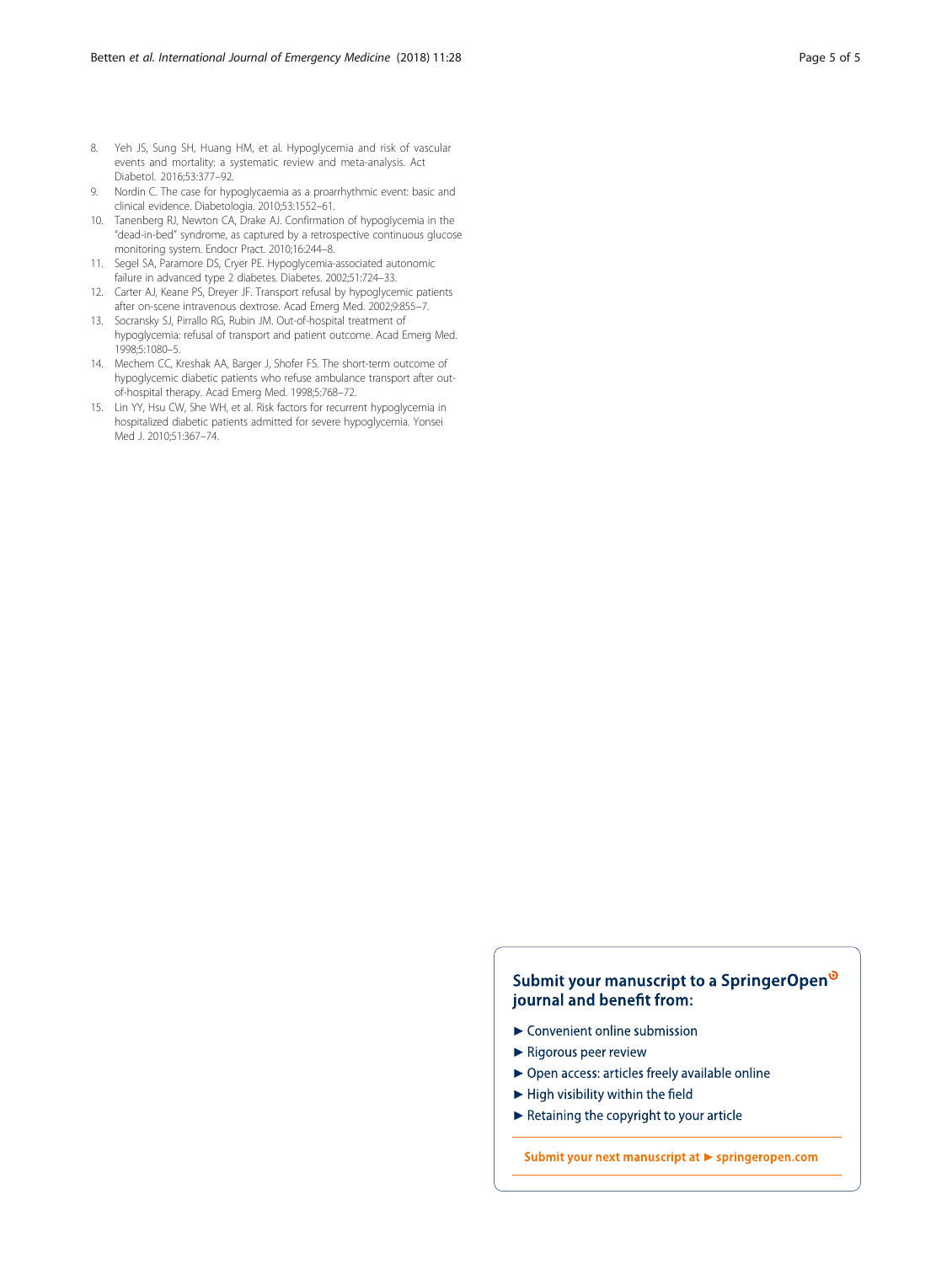8. Yeh JS, Sung SH, Huang HM, et al. Hypoglycemia and risk of vascular events and mortality: a systematic review and meta-analysis. Act Diabetol. 2016;53:377–92.
9. Nordin C. The case for hypoglycaemia as a proarrhythmic event: basic and clinical evidence. Diabetologia. 2010;53:1552–61.
10. Tanenberg RJ, Newton CA, Drake AJ. Confirmation of hypoglycemia in the "dead-in-bed" syndrome, as captured by a retrospective continuous glucose monitoring system. Endocr Pract. 2010;16:244–8.
11. Segel SA, Paramore DS, Cryer PE. Hypoglycemia-associated autonomic failure in advanced type 2 diabetes. Diabetes. 2002;51:724–33.
12. Carter AJ, Keane PS, Dreyer JF. Transport refusal by hypoglycemic patients after on-scene intravenous dextrose. Acad Emerg Med. 2002;9:855–7.
13. Socransky SJ, Pirrallo RG, Rubin JM. Out-of-hospital treatment of hypoglycemia: refusal of transport and patient outcome. Acad Emerg Med. 1998;5:1080–5.
14. Mechem CC, Kreshak AA, Barger J, Shofer FS. The short-term outcome of hypoglycemic diabetic patients who refuse ambulance transport after out-of-hospital therapy. Acad Emerg Med. 1998;5:768–72.
15. Lin YY, Hsu CW, She WH, et al. Risk factors for recurrent hypoglycemia in hospitalized diabetic patients admitted for severe hypoglycemia. Yonsei Med J. 2010;51:367–74.

**Submit your manuscript to a SpringerOpen journal and benefit from:**

- ► Convenient online submission
- ► Rigorous peer review
- ► Open access: articles freely available online
- ► High visibility within the field
- ► Retaining the copyright to your article

**Submit your next manuscript at ► springeropen.com**